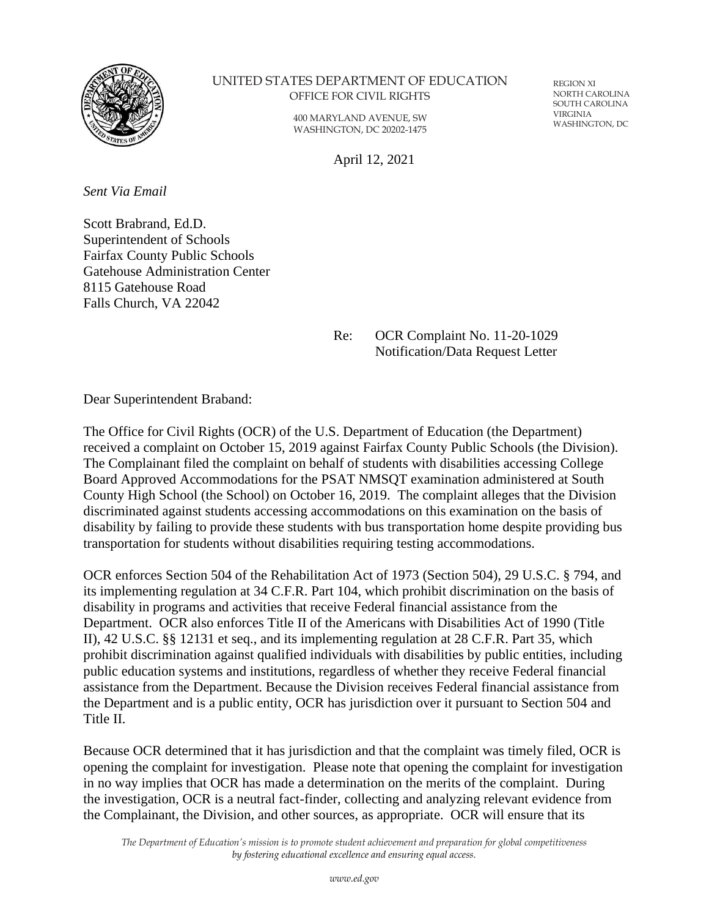UNITED STATES DEPARTMENT OF EDUCATION
OFFICE FOR CIVIL RIGHTS

400 MARYLAND AVENUE, SW
WASHINGTON, DC 20202-1475

REGION XI
NORTH CAROLINA
SOUTH CAROLINA
VIRGINIA
WASHINGTON, DC

April 12, 2021

*Sent Via Email*

Scott Brabrand, Ed.D.
Superintendent of Schools
Fairfax County Public Schools
Gatehouse Administration Center
8115 Gatehouse Road
Falls Church, VA 22042

Re: OCR Complaint No. 11-20-1029
Notification/Data Request Letter

Dear Superintendent Braband:

The Office for Civil Rights (OCR) of the U.S. Department of Education (the Department) received a complaint on October 15, 2019 against Fairfax County Public Schools (the Division). The Complainant filed the complaint on behalf of students with disabilities accessing College Board Approved Accommodations for the PSAT NMSQT examination administered at South County High School (the School) on October 16, 2019. The complaint alleges that the Division discriminated against students accessing accommodations on this examination on the basis of disability by failing to provide these students with bus transportation home despite providing bus transportation for students without disabilities requiring testing accommodations.

OCR enforces Section 504 of the Rehabilitation Act of 1973 (Section 504), 29 U.S.C. § 794, and its implementing regulation at 34 C.F.R. Part 104, which prohibit discrimination on the basis of disability in programs and activities that receive Federal financial assistance from the Department. OCR also enforces Title II of the Americans with Disabilities Act of 1990 (Title II), 42 U.S.C. §§ 12131 et seq., and its implementing regulation at 28 C.F.R. Part 35, which prohibit discrimination against qualified individuals with disabilities by public entities, including public education systems and institutions, regardless of whether they receive Federal financial assistance from the Department. Because the Division receives Federal financial assistance from the Department and is a public entity, OCR has jurisdiction over it pursuant to Section 504 and Title II.

Because OCR determined that it has jurisdiction and that the complaint was timely filed, OCR is opening the complaint for investigation. Please note that opening the complaint for investigation in no way implies that OCR has made a determination on the merits of the complaint. During the investigation, OCR is a neutral fact-finder, collecting and analyzing relevant evidence from the Complainant, the Division, and other sources, as appropriate. OCR will ensure that its

*The Department of Education's mission is to promote student achievement and preparation for global competitiveness by fostering educational excellence and ensuring equal access.*

*www.ed.gov*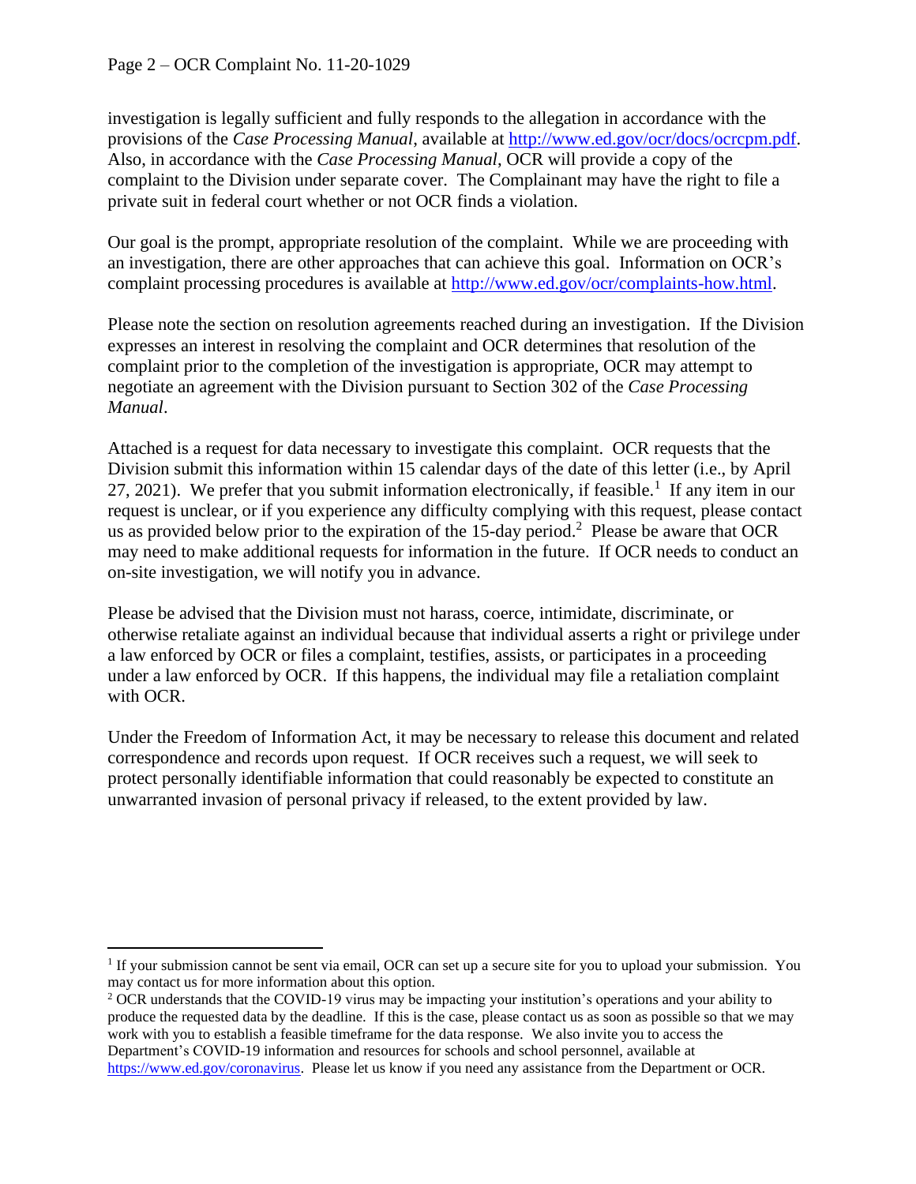investigation is legally sufficient and fully responds to the allegation in accordance with the provisions of the *Case Processing Manual*, available at http://www.ed.gov/ocr/docs/ocrcpm.pdf. Also, in accordance with the *Case Processing Manual*, OCR will provide a copy of the complaint to the Division under separate cover. The Complainant may have the right to file a private suit in federal court whether or not OCR finds a violation.

Our goal is the prompt, appropriate resolution of the complaint. While we are proceeding with an investigation, there are other approaches that can achieve this goal. Information on OCR's complaint processing procedures is available at http://www.ed.gov/ocr/complaints-how.html.

Please note the section on resolution agreements reached during an investigation. If the Division expresses an interest in resolving the complaint and OCR determines that resolution of the complaint prior to the completion of the investigation is appropriate, OCR may attempt to negotiate an agreement with the Division pursuant to Section 302 of the *Case Processing Manual*.

Attached is a request for data necessary to investigate this complaint. OCR requests that the Division submit this information within 15 calendar days of the date of this letter (i.e., by April 27, 2021). We prefer that you submit information electronically, if feasible.[1] If any item in our request is unclear, or if you experience any difficulty complying with this request, please contact us as provided below prior to the expiration of the 15-day period.[2] Please be aware that OCR may need to make additional requests for information in the future. If OCR needs to conduct an on-site investigation, we will notify you in advance.

Please be advised that the Division must not harass, coerce, intimidate, discriminate, or otherwise retaliate against an individual because that individual asserts a right or privilege under a law enforced by OCR or files a complaint, testifies, assists, or participates in a proceeding under a law enforced by OCR. If this happens, the individual may file a retaliation complaint with OCR.

Under the Freedom of Information Act, it may be necessary to release this document and related correspondence and records upon request. If OCR receives such a request, we will seek to protect personally identifiable information that could reasonably be expected to constitute an unwarranted invasion of personal privacy if released, to the extent provided by law.

---

[1] If your submission cannot be sent via email, OCR can set up a secure site for you to upload your submission. You may contact us for more information about this option.

[2] OCR understands that the COVID-19 virus may be impacting your institution's operations and your ability to produce the requested data by the deadline. If this is the case, please contact us as soon as possible so that we may work with you to establish a feasible timeframe for the data response. We also invite you to access the Department's COVID-19 information and resources for schools and school personnel, available at https://www.ed.gov/coronavirus. Please let us know if you need any assistance from the Department or OCR.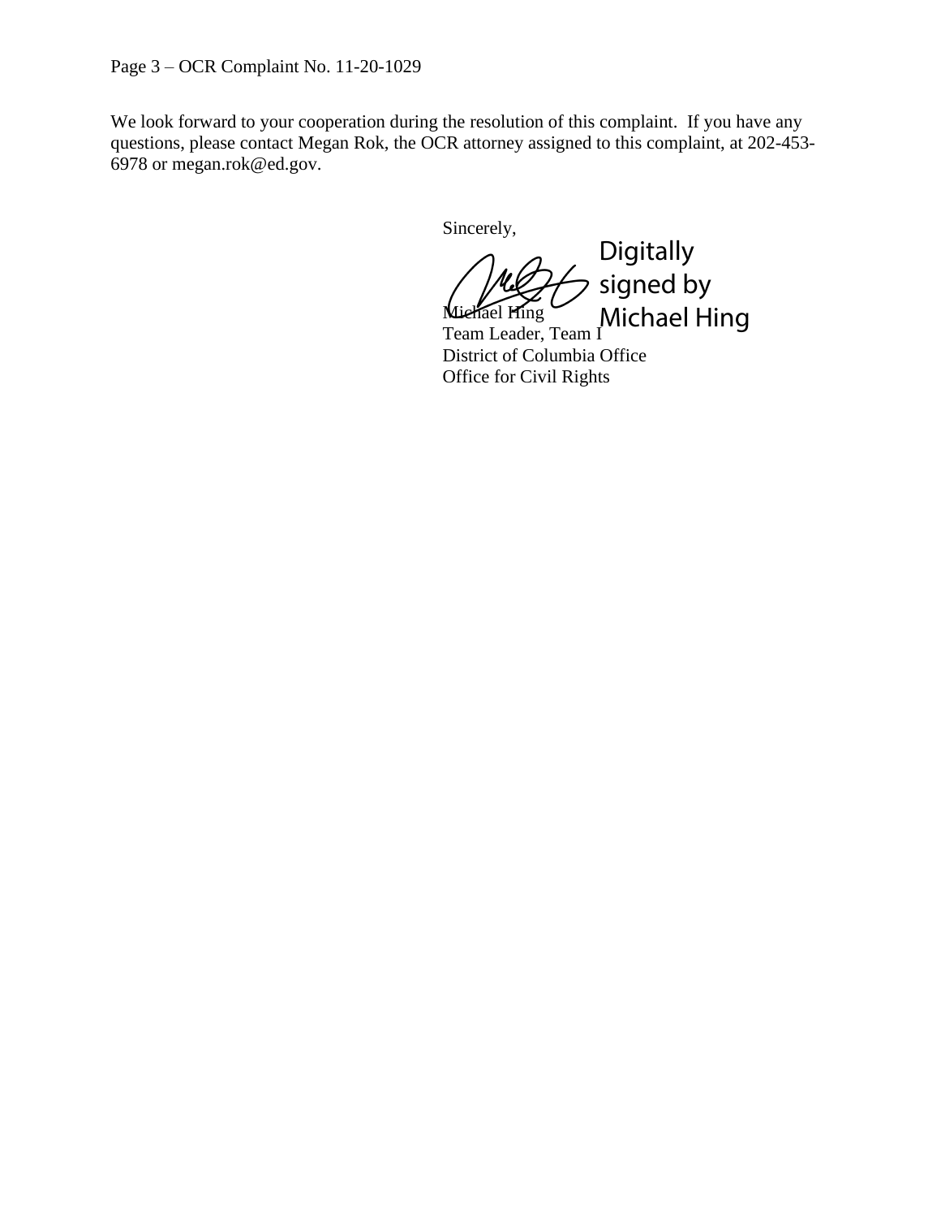We look forward to your cooperation during the resolution of this complaint. If you have any questions, please contact Megan Rok, the OCR attorney assigned to this complaint, at 202-453-6978 or megan.rok@ed.gov.

Sincerely,

Digitally signed by Michael Hing

Michael Hing
Team Leader, Team I
District of Columbia Office
Office for Civil Rights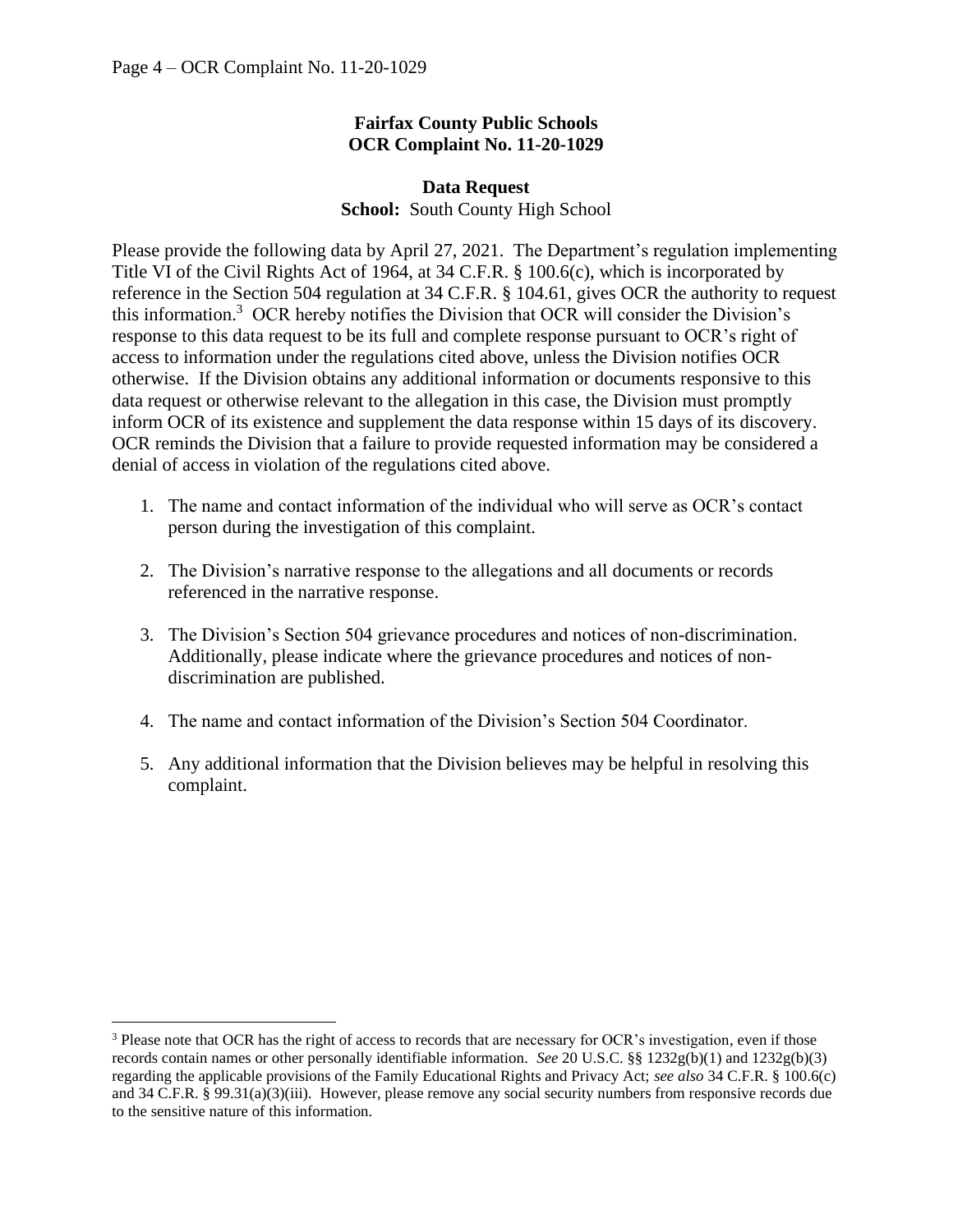**Fairfax County Public Schools**
**OCR Complaint No. 11-20-1029**

**Data Request**
**School:** South County High School

Please provide the following data by April 27, 2021. The Department's regulation implementing Title VI of the Civil Rights Act of 1964, at 34 C.F.R. § 100.6(c), which is incorporated by reference in the Section 504 regulation at 34 C.F.R. § 104.61, gives OCR the authority to request this information.[3] OCR hereby notifies the Division that OCR will consider the Division's response to this data request to be its full and complete response pursuant to OCR's right of access to information under the regulations cited above, unless the Division notifies OCR otherwise. If the Division obtains any additional information or documents responsive to this data request or otherwise relevant to the allegation in this case, the Division must promptly inform OCR of its existence and supplement the data response within 15 days of its discovery. OCR reminds the Division that a failure to provide requested information may be considered a denial of access in violation of the regulations cited above.

1. The name and contact information of the individual who will serve as OCR's contact person during the investigation of this complaint.

2. The Division's narrative response to the allegations and all documents or records referenced in the narrative response.

3. The Division's Section 504 grievance procedures and notices of non-discrimination. Additionally, please indicate where the grievance procedures and notices of non-discrimination are published.

4. The name and contact information of the Division's Section 504 Coordinator.

5. Any additional information that the Division believes may be helpful in resolving this complaint.

---

[3] Please note that OCR has the right of access to records that are necessary for OCR's investigation, even if those records contain names or other personally identifiable information. *See* 20 U.S.C. §§ 1232g(b)(1) and 1232g(b)(3) regarding the applicable provisions of the Family Educational Rights and Privacy Act; *see also* 34 C.F.R. § 100.6(c) and 34 C.F.R. § 99.31(a)(3)(iii). However, please remove any social security numbers from responsive records due to the sensitive nature of this information.